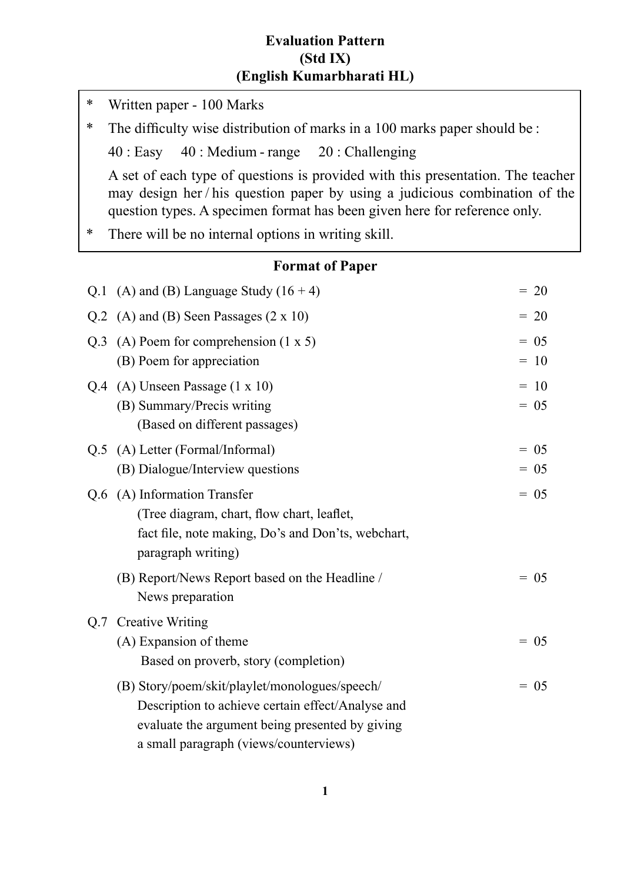# Evaluation Pattern
## (Std IX)
## (English Kumarbharati HL)

* Written paper - 100 Marks
* The difficulty wise distribution of marks in a 100 marks paper should be :

  40 : Easy     40 : Medium - range     20 : Challenging

  A set of each type of questions is provided with this presentation. The teacher may design her / his question paper by using a judicious combination of the question types. A specimen format has been given here for reference only.
* There will be no internal options in writing skill.

## Format of Paper

| Q. | Section | Marks |
|---|---|---|
| Q.1 | (A) and (B) Language Study (16 + 4) | = 20 |
| Q.2 | (A) and (B) Seen Passages (2 x 10) | = 20 |
| Q.3 | (A) Poem for comprehension (1 x 5) | = 05 |
| | (B) Poem for appreciation | = 10 |
| Q.4 | (A) Unseen Passage (1 x 10) | = 10 |
| | (B) Summary/Precis writing (Based on different passages) | = 05 |
| Q.5 | (A) Letter (Formal/Informal) | = 05 |
| | (B) Dialogue/Interview questions | = 05 |
| Q.6 | (A) Information Transfer (Tree diagram, chart, flow chart, leaflet, fact file, note making, Do's and Don'ts, webchart, paragraph writing) | = 05 |
| | (B) Report/News Report based on the Headline / News preparation | = 05 |
| Q.7 | Creative Writing | |
| | (A) Expansion of theme Based on proverb, story (completion) | = 05 |
| | (B) Story/poem/skit/playlet/monologues/speech/ Description to achieve certain effect/Analyse and evaluate the argument being presented by giving a small paragraph (views/counterviews) | = 05 |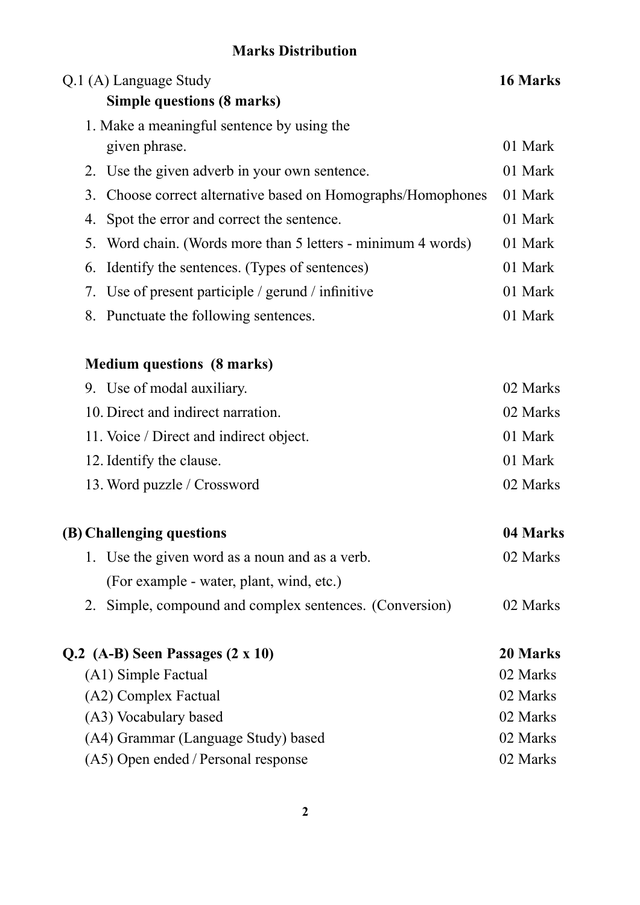## Marks Distribution

Q.1 (A) Language Study **16 Marks**

**Simple questions (8 marks)**

| | |
|---|---|
| 1. Make a meaningful sentence by using the given phrase. | 01 Mark |
| 2. Use the given adverb in your own sentence. | 01 Mark |
| 3. Choose correct alternative based on Homographs/Homophones | 01 Mark |
| 4. Spot the error and correct the sentence. | 01 Mark |
| 5. Word chain. (Words more than 5 letters - minimum 4 words) | 01 Mark |
| 6. Identify the sentences. (Types of sentences) | 01 Mark |
| 7. Use of present participle / gerund / infinitive | 01 Mark |
| 8. Punctuate the following sentences. | 01 Mark |

**Medium questions (8 marks)**

| | |
|---|---|
| 9. Use of modal auxiliary. | 02 Marks |
| 10. Direct and indirect narration. | 02 Marks |
| 11. Voice / Direct and indirect object. | 01 Mark |
| 12. Identify the clause. | 01 Mark |
| 13. Word puzzle / Crossword | 02 Marks |

**(B) Challenging questions** **04 Marks**

| | |
|---|---|
| 1. Use the given word as a noun and as a verb. (For example - water, plant, wind, etc.) | 02 Marks |
| 2. Simple, compound and complex sentences. (Conversion) | 02 Marks |

**Q.2 (A-B) Seen Passages (2 x 10)** **20 Marks**

| | |
|---|---|
| (A1) Simple Factual | 02 Marks |
| (A2) Complex Factual | 02 Marks |
| (A3) Vocabulary based | 02 Marks |
| (A4) Grammar (Language Study) based | 02 Marks |
| (A5) Open ended / Personal response | 02 Marks |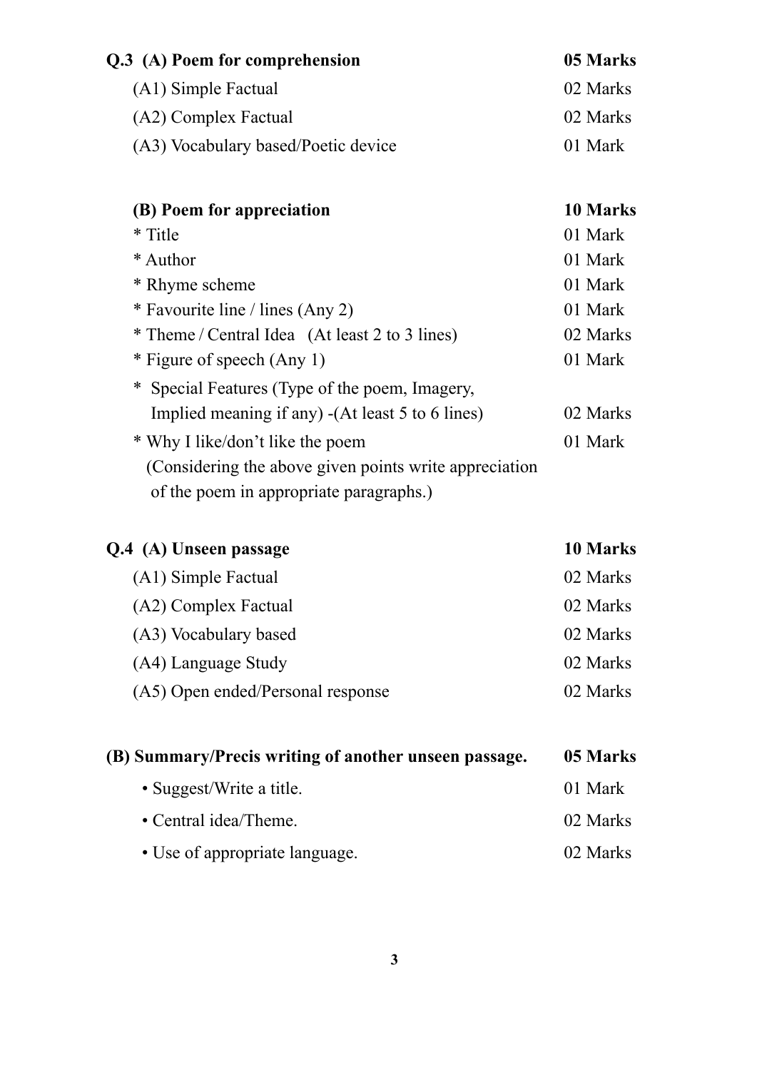| **Q.3 (A) Poem for comprehension** | **05 Marks** |
|---|---|
| (A1) Simple Factual | 02 Marks |
| (A2) Complex Factual | 02 Marks |
| (A3) Vocabulary based/Poetic device | 01 Mark |

| **(B) Poem for appreciation** | **10 Marks** |
|---|---|
| * Title | 01 Mark |
| * Author | 01 Mark |
| * Rhyme scheme | 01 Mark |
| * Favourite line / lines (Any 2) | 01 Mark |
| * Theme / Central Idea (At least 2 to 3 lines) | 02 Marks |
| * Figure of speech (Any 1) | 01 Mark |
| * Special Features (Type of the poem, Imagery, Implied meaning if any) -(At least 5 to 6 lines) | 02 Marks |
| * Why I like/don't like the poem | 01 Mark |

(Considering the above given points write appreciation of the poem in appropriate paragraphs.)

| **Q.4 (A) Unseen passage** | **10 Marks** |
|---|---|
| (A1) Simple Factual | 02 Marks |
| (A2) Complex Factual | 02 Marks |
| (A3) Vocabulary based | 02 Marks |
| (A4) Language Study | 02 Marks |
| (A5) Open ended/Personal response | 02 Marks |

| **(B) Summary/Precis writing of another unseen passage.** | **05 Marks** |
|---|---|
| • Suggest/Write a title. | 01 Mark |
| • Central idea/Theme. | 02 Marks |
| • Use of appropriate language. | 02 Marks |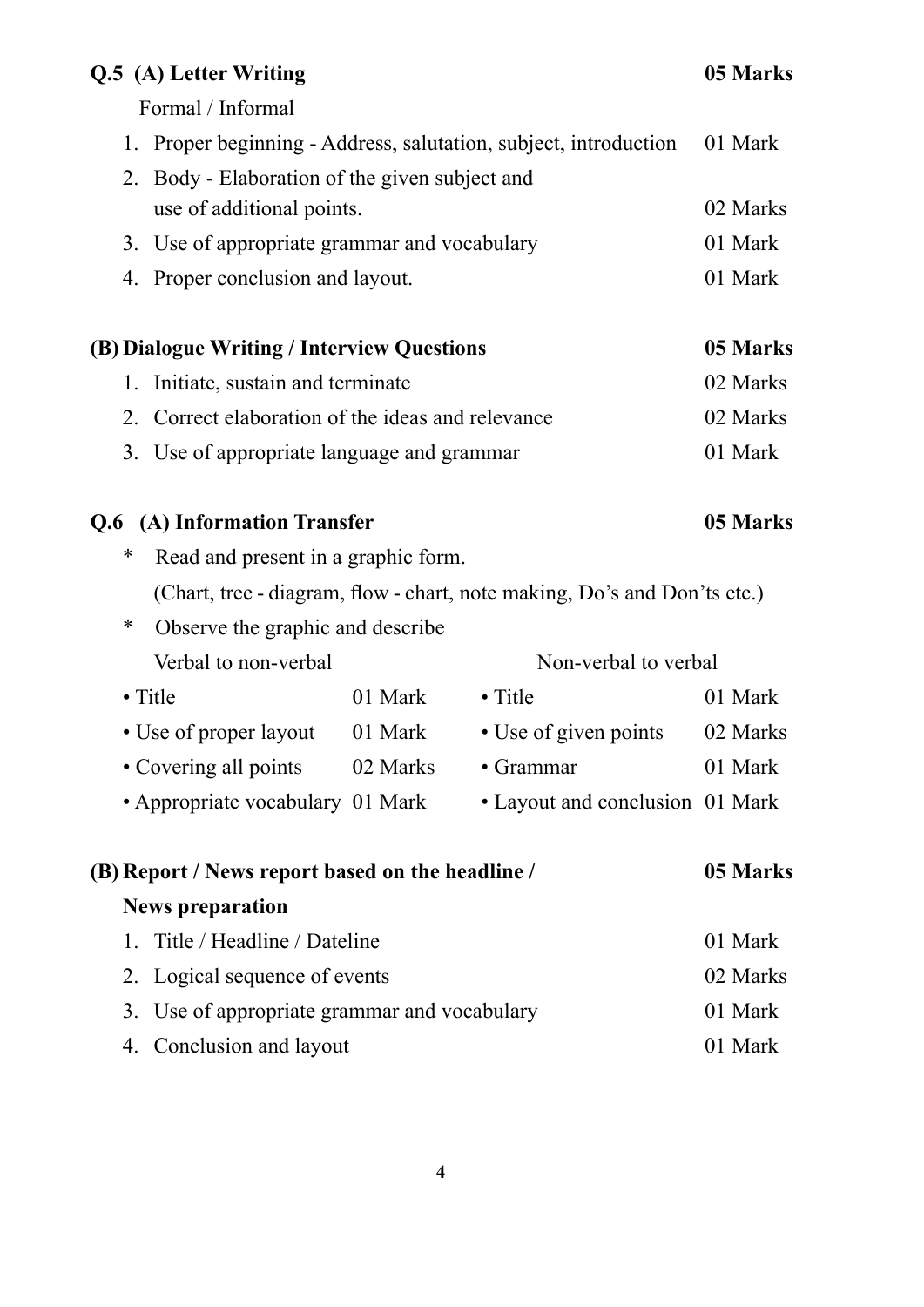**Q.5 (A) Letter Writing** **05 Marks**

Formal / Informal

| | |
|---|---|
| 1. Proper beginning - Address, salutation, subject, introduction | 01 Mark |
| 2. Body - Elaboration of the given subject and use of additional points. | 02 Marks |
| 3. Use of appropriate grammar and vocabulary | 01 Mark |
| 4. Proper conclusion and layout. | 01 Mark |

**(B) Dialogue Writing / Interview Questions** **05 Marks**

| | |
|---|---|
| 1. Initiate, sustain and terminate | 02 Marks |
| 2. Correct elaboration of the ideas and relevance | 02 Marks |
| 3. Use of appropriate language and grammar | 01 Mark |

**Q.6 (A) Information Transfer** **05 Marks**

* Read and present in a graphic form.
  (Chart, tree - diagram, flow - chart, note making, Do's and Don'ts etc.)
* Observe the graphic and describe

| Verbal to non-verbal | | Non-verbal to verbal | |
|---|---|---|---|
| • Title | 01 Mark | • Title | 01 Mark |
| • Use of proper layout | 01 Mark | • Use of given points | 02 Marks |
| • Covering all points | 02 Marks | • Grammar | 01 Mark |
| • Appropriate vocabulary | 01 Mark | • Layout and conclusion | 01 Mark |

**(B) Report / News report based on the headline / News preparation** **05 Marks**

| | |
|---|---|
| 1. Title / Headline / Dateline | 01 Mark |
| 2. Logical sequence of events | 02 Marks |
| 3. Use of appropriate grammar and vocabulary | 01 Mark |
| 4. Conclusion and layout | 01 Mark |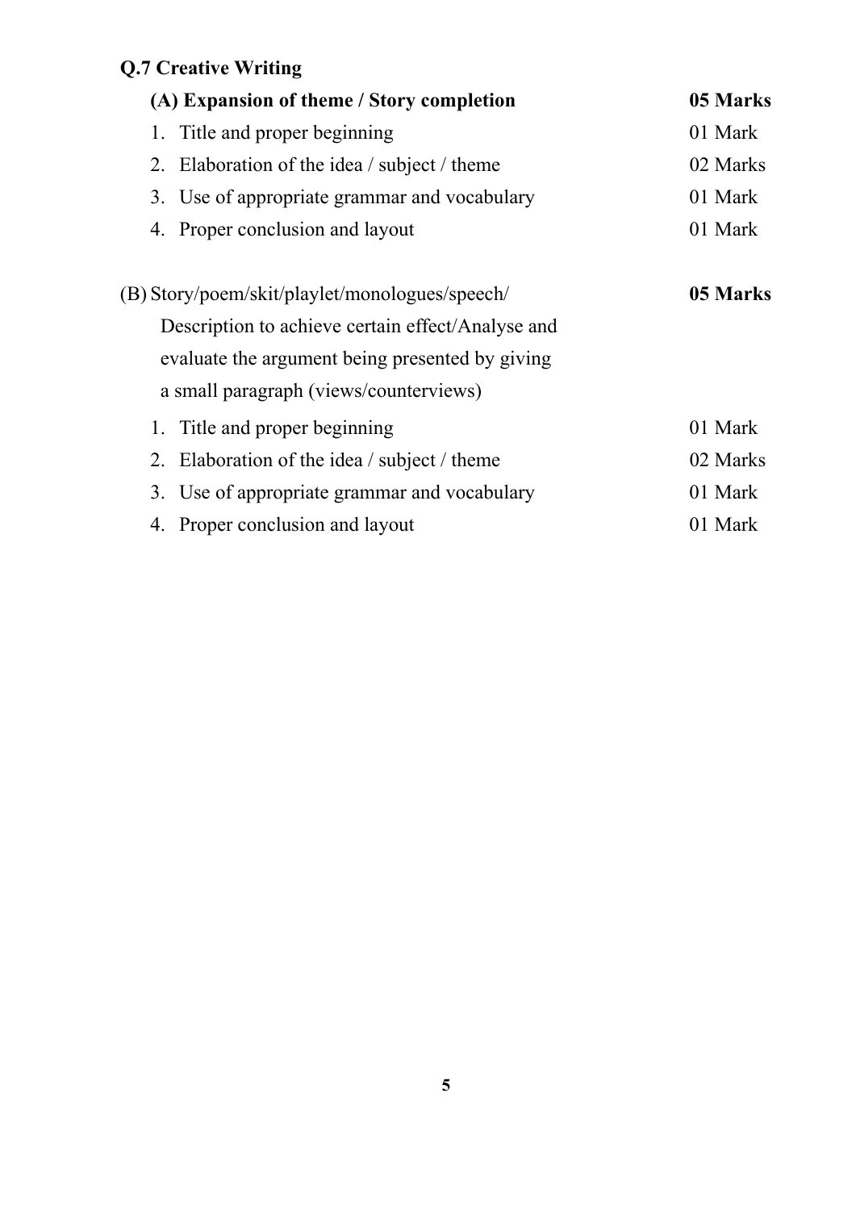**Q.7 Creative Writing**

| | |
|---|---|
| **(A) Expansion of theme / Story completion** | **05 Marks** |
| 1. Title and proper beginning | 01 Mark |
| 2. Elaboration of the idea / subject / theme | 02 Marks |
| 3. Use of appropriate grammar and vocabulary | 01 Mark |
| 4. Proper conclusion and layout | 01 Mark |

| | |
|---|---|
| (B) Story/poem/skit/playlet/monologues/speech/ Description to achieve certain effect/Analyse and evaluate the argument being presented by giving a small paragraph (views/counterviews) | **05 Marks** |
| 1. Title and proper beginning | 01 Mark |
| 2. Elaboration of the idea / subject / theme | 02 Marks |
| 3. Use of appropriate grammar and vocabulary | 01 Mark |
| 4. Proper conclusion and layout | 01 Mark |